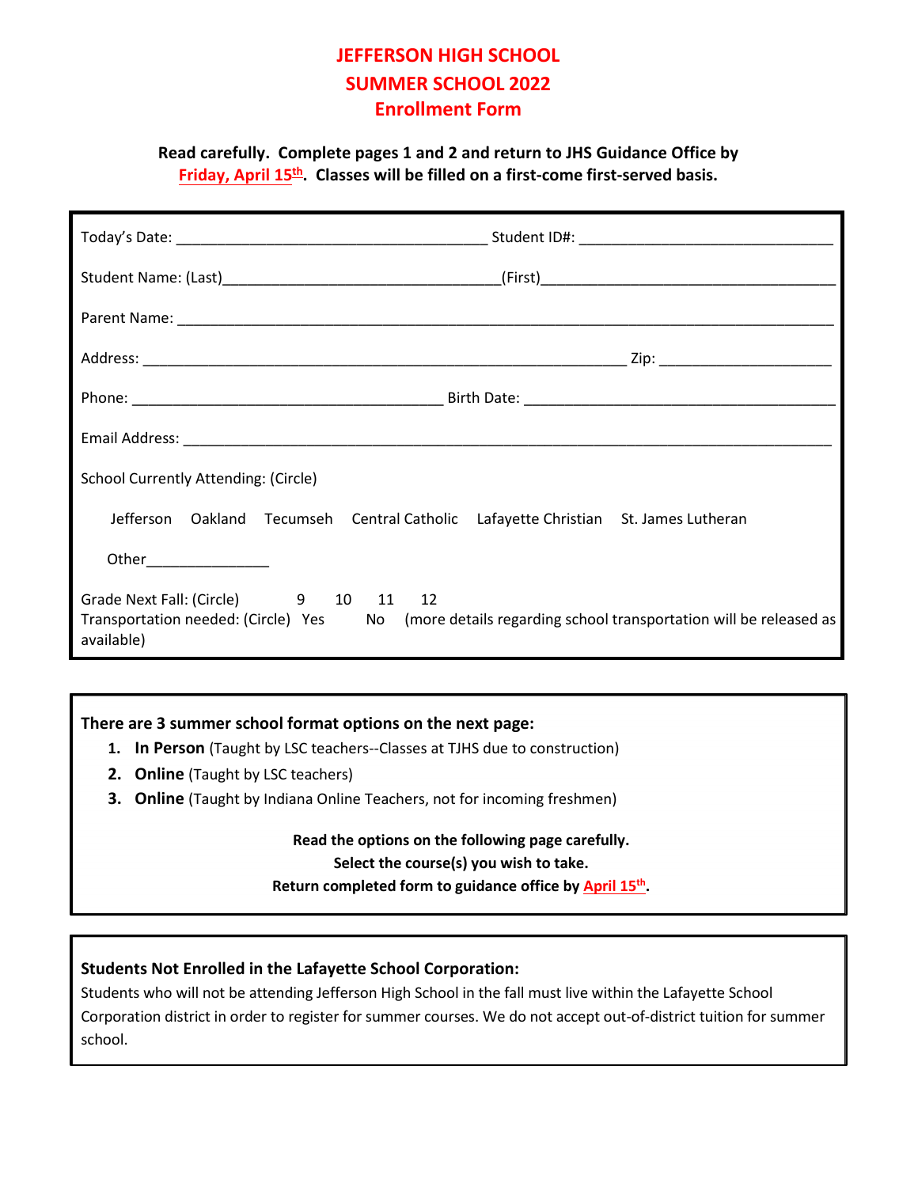# JEFFERSON HIGH SCHOOL
# SUMMER SCHOOL 2022
## Enrollment Form

**Read carefully. Complete pages 1 and 2 and return to JHS Guidance Office by Friday, April 15th. Classes will be filled on a first-come first-served basis.**

Today's Date: ______________________________________ Student ID#: ______________________________

Student Name: (Last)_________________________________(First)___________________________________

Parent Name: ______________________________________________________________________________

Address: __________________________________________________________ Zip: ____________________

Phone: ______________________________________ Birth Date: _____________________________________

Email Address: ______________________________________________________________________________

School Currently Attending: (Circle)

Jefferson   Oakland   Tecumseh   Central Catholic   Lafayette Christian   St. James Lutheran

Other_______________

Grade Next Fall: (Circle)   9   10   11   12
Transportation needed: (Circle)   Yes   No   (more details regarding school transportation will be released as available)

**There are 3 summer school format options on the next page:**

1. **In Person** (Taught by LSC teachers--Classes at TJHS due to construction)
2. **Online** (Taught by LSC teachers)
3. **Online** (Taught by Indiana Online Teachers, not for incoming freshmen)

**Read the options on the following page carefully.**
**Select the course(s) you wish to take.**
**Return completed form to guidance office by April 15th.**

**Students Not Enrolled in the Lafayette School Corporation:**
Students who will not be attending Jefferson High School in the fall must live within the Lafayette School Corporation district in order to register for summer courses. We do not accept out-of-district tuition for summer school.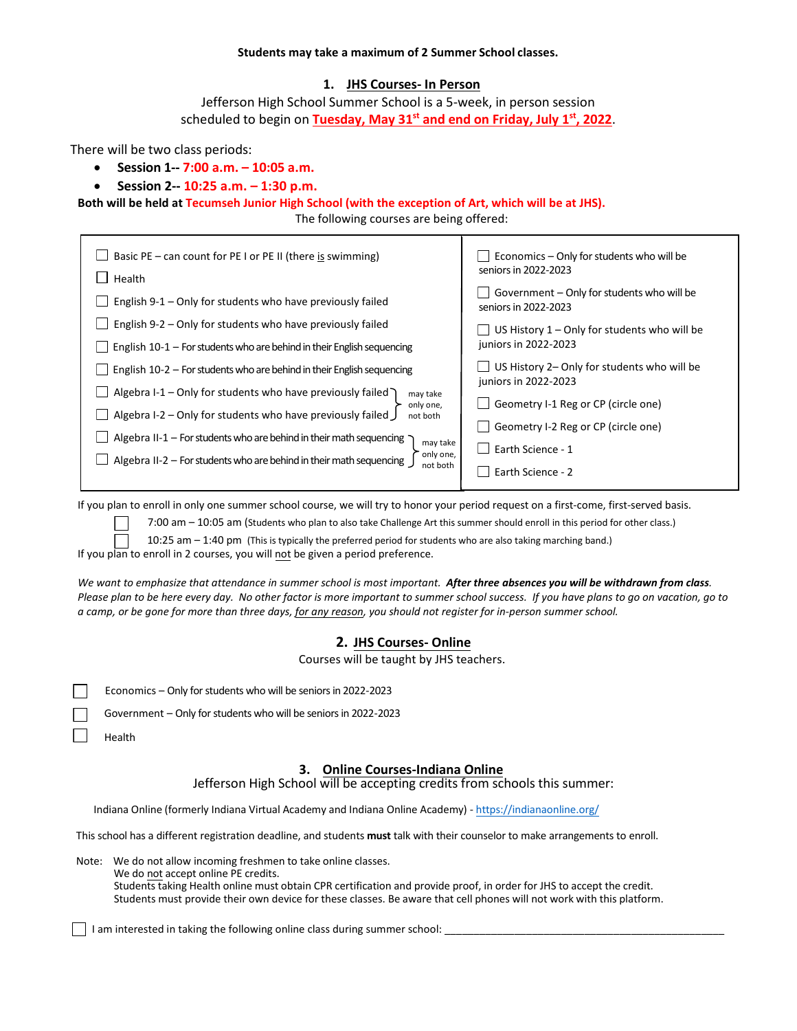**Students may take a maximum of 2 Summer School classes.**

## 1. JHS Courses- In Person

Jefferson High School Summer School is a 5-week, in person session scheduled to begin on **Tuesday, May 31st and end on Friday, July 1st, 2022**.

There will be two class periods:

- **Session 1-- 7:00 a.m. – 10:05 a.m.**
- **Session 2-- 10:25 a.m. – 1:30 p.m.**

**Both will be held at Tecumseh Junior High School (with the exception of Art, which will be at JHS).**

The following courses are being offered:

- ☐ Basic PE – can count for PE I or PE II (there is swimming)
- ☐ Health
- ☐ English 9-1 – Only for students who have previously failed
- ☐ English 9-2 – Only for students who have previously failed
- ☐ English 10-1 – For students who are behind in their English sequencing
- ☐ English 10-2 – For students who are behind in their English sequencing
- ☐ Algebra I-1 – Only for students who have previously failed (may take only one, not both)
- ☐ Algebra I-2 – Only for students who have previously failed (may take only one, not both)
- ☐ Algebra II-1 – For students who are behind in their math sequencing (may take only one, not both)
- ☐ Algebra II-2 – For students who are behind in their math sequencing (may take only one, not both)
- ☐ Economics – Only for students who will be seniors in 2022-2023
- ☐ Government – Only for students who will be seniors in 2022-2023
- ☐ US History 1 – Only for students who will be juniors in 2022-2023
- ☐ US History 2– Only for students who will be juniors in 2022-2023
- ☐ Geometry I-1 Reg or CP (circle one)
- ☐ Geometry I-2 Reg or CP (circle one)
- ☐ Earth Science - 1
- ☐ Earth Science - 2

If you plan to enroll in only one summer school course, we will try to honor your period request on a first-come, first-served basis.

- ☐ 7:00 am – 10:05 am (Students who plan to also take Challenge Art this summer should enroll in this period for other class.)
- ☐ 10:25 am – 1:40 pm (This is typically the preferred period for students who are also taking marching band.)

If you plan to enroll in 2 courses, you will not be given a period preference.

*We want to emphasize that attendance in summer school is most important.* ***After three absences you will be withdrawn from class****. Please plan to be here every day. No other factor is more important to summer school success. If you have plans to go on vacation, go to a camp, or be gone for more than three days, for any reason, you should not register for in-person summer school.*

## 2. JHS Courses- Online

Courses will be taught by JHS teachers.

- ☐ Economics – Only for students who will be seniors in 2022-2023
- ☐ Government – Only for students who will be seniors in 2022-2023
- ☐ Health

## 3. Online Courses-Indiana Online

Jefferson High School will be accepting credits from schools this summer:

Indiana Online (formerly Indiana Virtual Academy and Indiana Online Academy) - https://indianaonline.org/

This school has a different registration deadline, and students **must** talk with their counselor to make arrangements to enroll.

Note: We do not allow incoming freshmen to take online classes.
We do not accept online PE credits.
Students taking Health online must obtain CPR certification and provide proof, in order for JHS to accept the credit.
Students must provide their own device for these classes. Be aware that cell phones will not work with this platform.

☐ I am interested in taking the following online class during summer school: ______________________________